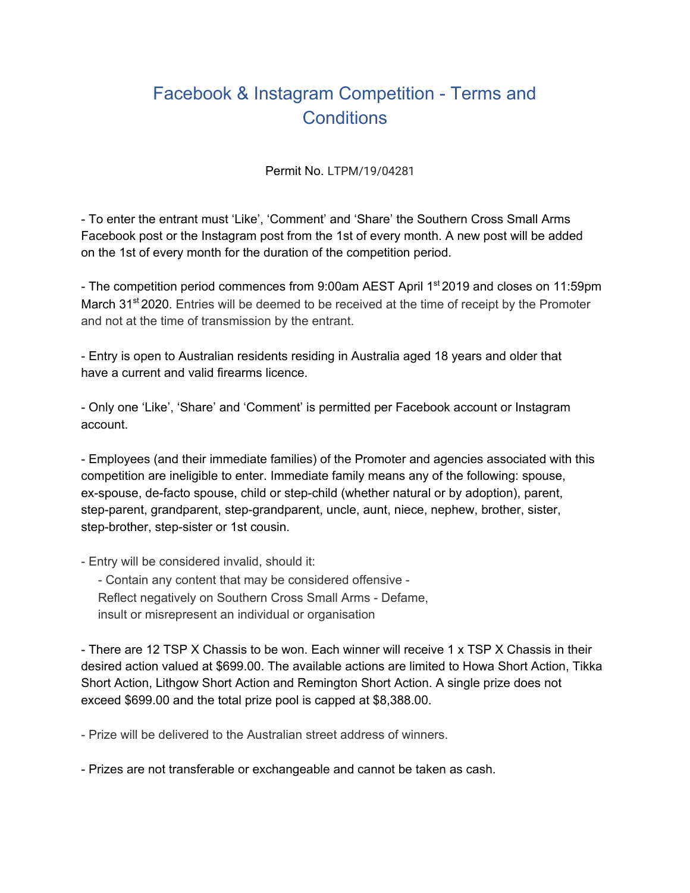# Facebook & Instagram Competition - Terms and Conditions

Permit No. LTPM/19/04281

- To enter the entrant must 'Like', 'Comment' and 'Share' the Southern Cross Small Arms Facebook post or the Instagram post from the 1st of every month. A new post will be added on the 1st of every month for the duration of the competition period.

- The competition period commences from 9:00am AEST April 1st 2019 and closes on 11:59pm March 31st 2020. Entries will be deemed to be received at the time of receipt by the Promoter and not at the time of transmission by the entrant.

- Entry is open to Australian residents residing in Australia aged 18 years and older that have a current and valid firearms licence.

- Only one 'Like', 'Share' and 'Comment' is permitted per Facebook account or Instagram account.

- Employees (and their immediate families) of the Promoter and agencies associated with this competition are ineligible to enter. Immediate family means any of the following: spouse, ex-spouse, de-facto spouse, child or step-child (whether natural or by adoption), parent, step-parent, grandparent, step-grandparent, uncle, aunt, niece, nephew, brother, sister, step-brother, step-sister or 1st cousin.

- Entry will be considered invalid, should it:
  - Contain any content that may be considered offensive -
  Reflect negatively on Southern Cross Small Arms - Defame, insult or misrepresent an individual or organisation

- There are 12 TSP X Chassis to be won. Each winner will receive 1 x TSP X Chassis in their desired action valued at $699.00. The available actions are limited to Howa Short Action, Tikka Short Action, Lithgow Short Action and Remington Short Action. A single prize does not exceed $699.00 and the total prize pool is capped at $8,388.00.

- Prize will be delivered to the Australian street address of winners.

- Prizes are not transferable or exchangeable and cannot be taken as cash.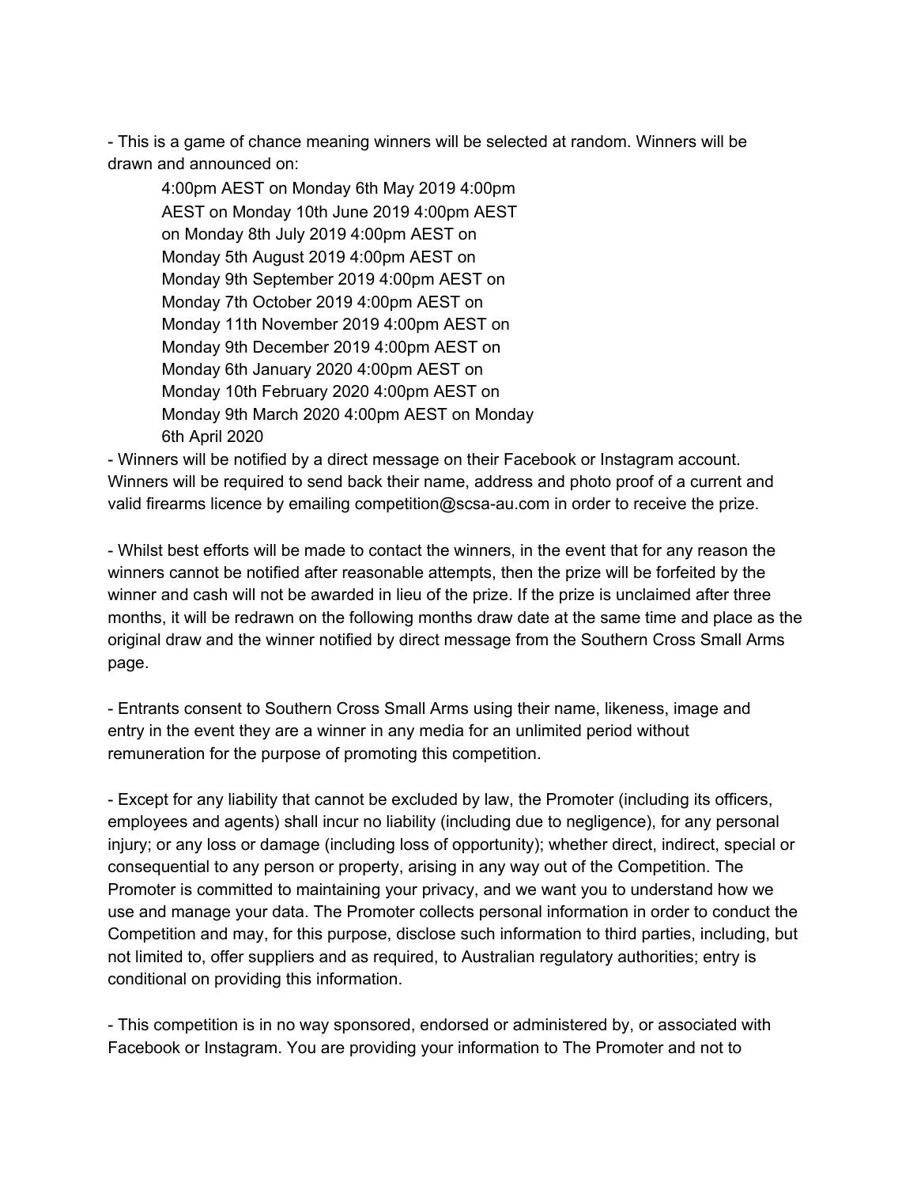- This is a game of chance meaning winners will be selected at random. Winners will be drawn and announced on:

    4:00pm AEST on Monday 6th May 2019 4:00pm AEST on Monday 10th June 2019 4:00pm AEST on Monday 8th July 2019 4:00pm AEST on Monday 5th August 2019 4:00pm AEST on Monday 9th September 2019 4:00pm AEST on Monday 7th October 2019 4:00pm AEST on Monday 11th November 2019 4:00pm AEST on Monday 9th December 2019 4:00pm AEST on Monday 6th January 2020 4:00pm AEST on Monday 10th February 2020 4:00pm AEST on Monday 9th March 2020 4:00pm AEST on Monday 6th April 2020

- Winners will be notified by a direct message on their Facebook or Instagram account. Winners will be required to send back their name, address and photo proof of a current and valid firearms licence by emailing competition@scsa-au.com in order to receive the prize.

- Whilst best efforts will be made to contact the winners, in the event that for any reason the winners cannot be notified after reasonable attempts, then the prize will be forfeited by the winner and cash will not be awarded in lieu of the prize. If the prize is unclaimed after three months, it will be redrawn on the following months draw date at the same time and place as the original draw and the winner notified by direct message from the Southern Cross Small Arms page.

- Entrants consent to Southern Cross Small Arms using their name, likeness, image and entry in the event they are a winner in any media for an unlimited period without remuneration for the purpose of promoting this competition.

- Except for any liability that cannot be excluded by law, the Promoter (including its officers, employees and agents) shall incur no liability (including due to negligence), for any personal injury; or any loss or damage (including loss of opportunity); whether direct, indirect, special or consequential to any person or property, arising in any way out of the Competition. The Promoter is committed to maintaining your privacy, and we want you to understand how we use and manage your data. The Promoter collects personal information in order to conduct the Competition and may, for this purpose, disclose such information to third parties, including, but not limited to, offer suppliers and as required, to Australian regulatory authorities; entry is conditional on providing this information.

- This competition is in no way sponsored, endorsed or administered by, or associated with Facebook or Instagram. You are providing your information to The Promoter and not to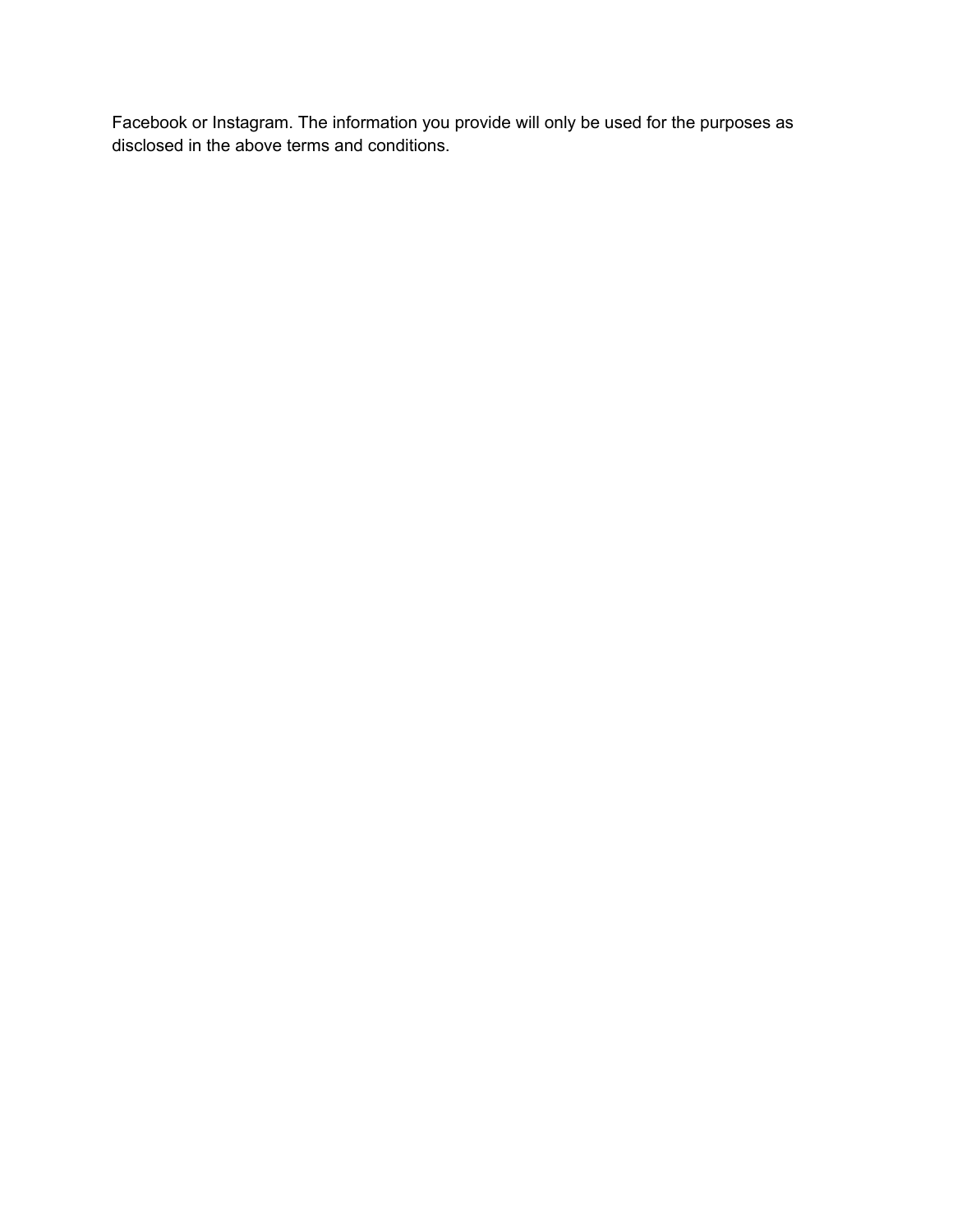Facebook or Instagram. The information you provide will only be used for the purposes as disclosed in the above terms and conditions.